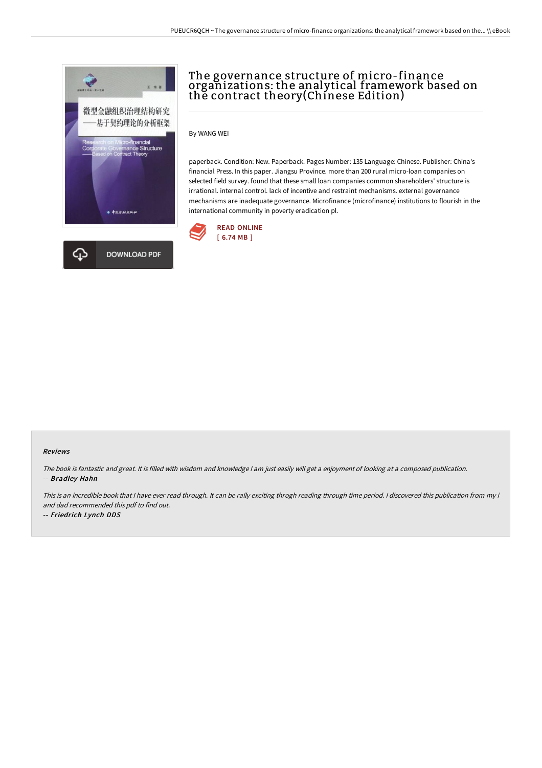# The governance structure of micro-finance organizations: the analytical framework based on the contract theory(Chinese Edition)

By WANG WEI

paperback. Condition: New. Paperback. Pages Number: 135 Language: Chinese. Publisher: China's financial Press. In this paper. Jiangsu Province. more than 200 rural micro-loan companies on selected field survey. found that these small loan companies common shareholders' structure is irrational. internal control. lack of incentive and restraint mechanisms. external governance mechanisms are inadequate governance. Microfinance (microfinance) institutions to flourish in the international community in poverty eradication pl.

READ ONLINE
[ 6.74 MB ]

DOWNLOAD PDF

### Reviews

*The book is fantastic and great. It is filled with wisdom and knowledge I am just easily will get a enjoyment of looking at a composed publication.*
*-- **Bradley Hahn***

*This is an incredible book that I have ever read through. It can be rally exciting throgh reading through time period. I discovered this publication from my i and dad recommended this pdf to find out.*
*-- **Friedrich Lynch DDS***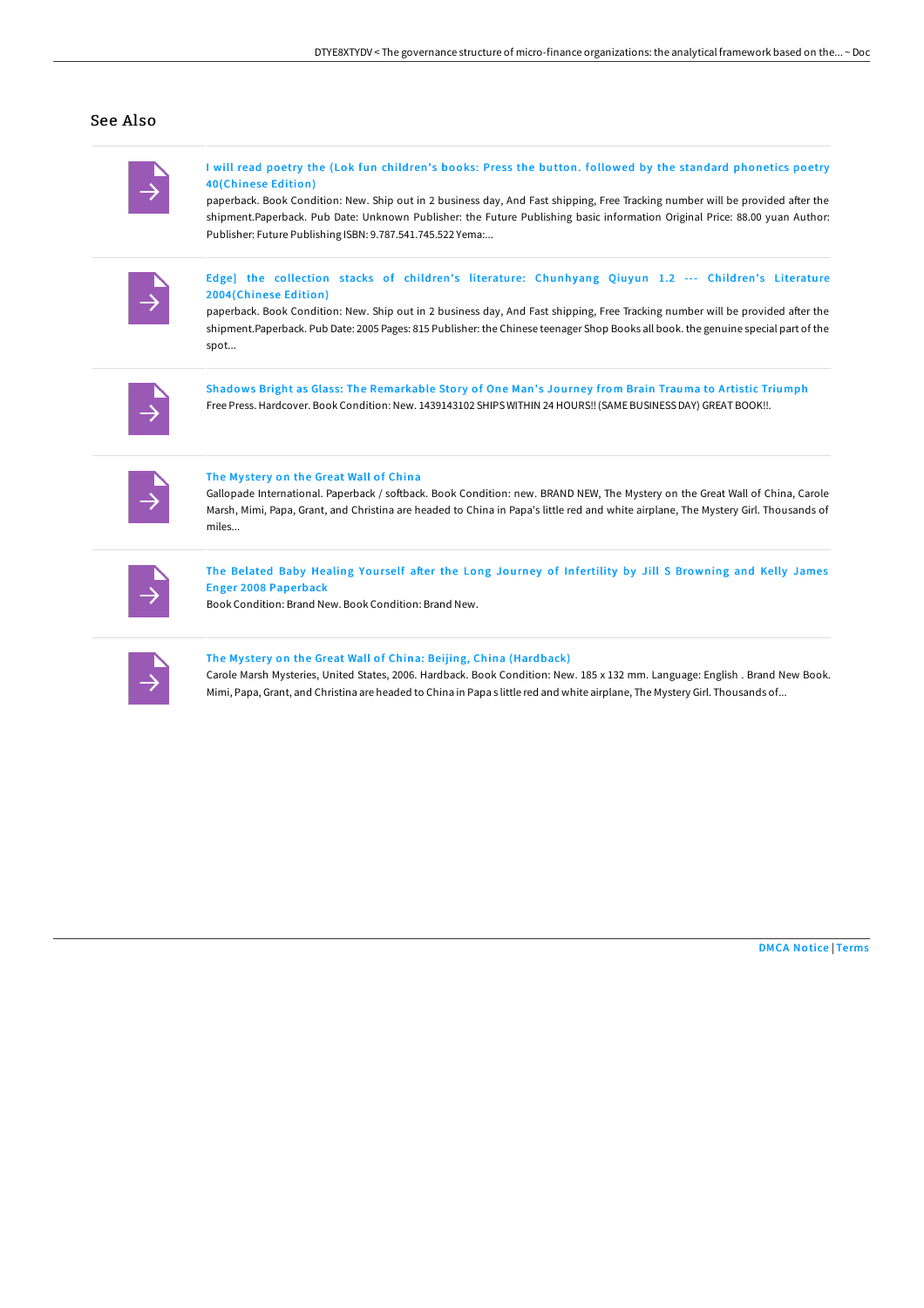## See Also

I will read poetry the (Lok fun children's books: Press the button. followed by the standard phonetics poetry 40(Chinese Edition)

paperback. Book Condition: New. Ship out in 2 business day, And Fast shipping, Free Tracking number will be provided after the shipment.Paperback. Pub Date: Unknown Publisher: the Future Publishing basic information Original Price: 88.00 yuan Author: Publisher: Future Publishing ISBN: 9.787.541.745.522 Yema:...

Edge] the collection stacks of children's literature: Chunhyang Qiuyun 1.2 --- Children's Literature 2004(Chinese Edition)

paperback. Book Condition: New. Ship out in 2 business day, And Fast shipping, Free Tracking number will be provided after the shipment.Paperback. Pub Date: 2005 Pages: 815 Publisher: the Chinese teenager Shop Books all book. the genuine special part of the spot...

Shadows Bright as Glass: The Remarkable Story of One Man's Journey from Brain Trauma to Artistic Triumph

Free Press. Hardcover. Book Condition: New. 1439143102 SHIPS WITHIN 24 HOURS!! (SAME BUSINESS DAY) GREAT BOOK!!.

The Mystery on the Great Wall of China

Gallopade International. Paperback / softback. Book Condition: new. BRAND NEW, The Mystery on the Great Wall of China, Carole Marsh, Mimi, Papa, Grant, and Christina are headed to China in Papa's little red and white airplane, The Mystery Girl. Thousands of miles...

The Belated Baby Healing Yourself after the Long Journey of Infertility by Jill S Browning and Kelly James Enger 2008 Paperback

Book Condition: Brand New. Book Condition: Brand New.

The Mystery on the Great Wall of China: Beijing, China (Hardback)

Carole Marsh Mysteries, United States, 2006. Hardback. Book Condition: New. 185 x 132 mm. Language: English . Brand New Book. Mimi, Papa, Grant, and Christina are headed to China in Papa s little red and white airplane, The Mystery Girl. Thousands of...

DMCA Notice | Terms